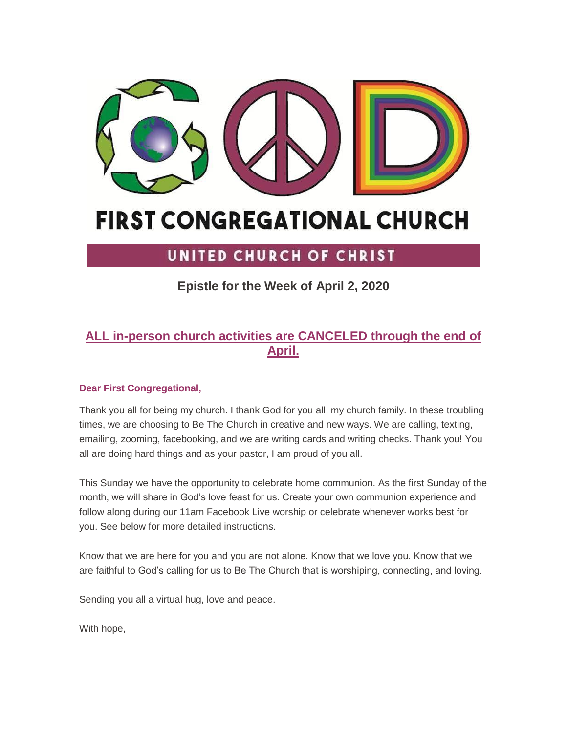# FIRST CONGREGATIONAL CHURCH

## UNITED CHURCH OF CHRIST

### Epistle for the Week of April 2, 2020

**ALL in-person church activities are CANCELED through the end of April.**

**Dear First Congregational,**

Thank you all for being my church. I thank God for you all, my church family. In these troubling times, we are choosing to Be The Church in creative and new ways. We are calling, texting, emailing, zooming, facebooking, and we are writing cards and writing checks. Thank you! You all are doing hard things and as your pastor, I am proud of you all.

This Sunday we have the opportunity to celebrate home communion. As the first Sunday of the month, we will share in God's love feast for us. Create your own communion experience and follow along during our 11am Facebook Live worship or celebrate whenever works best for you. See below for more detailed instructions.

Know that we are here for you and you are not alone. Know that we love you. Know that we are faithful to God's calling for us to Be The Church that is worshiping, connecting, and loving.

Sending you all a virtual hug, love and peace.

With hope,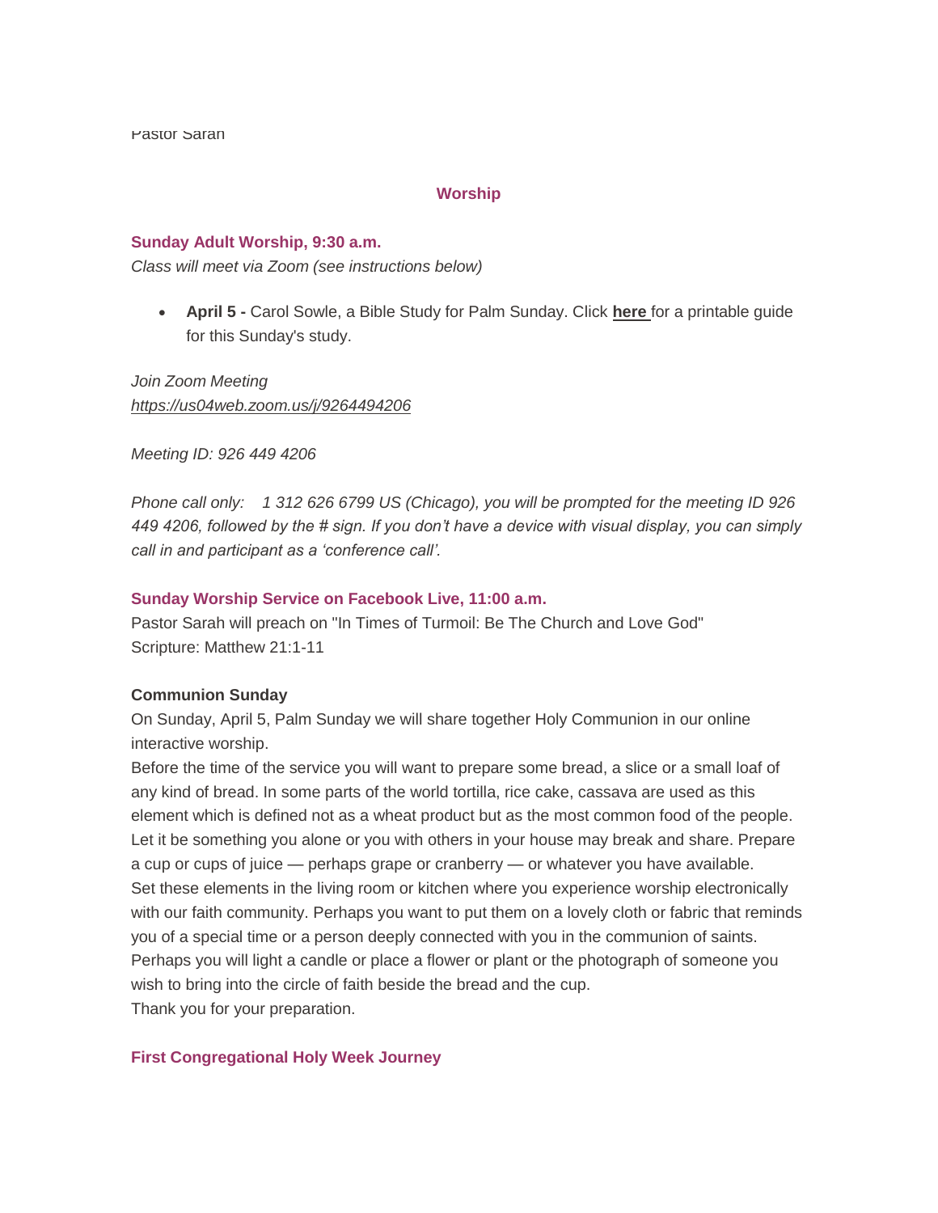Pastor Sarah

## Worship

### Sunday Adult Worship, 9:30 a.m.

*Class will meet via Zoom (see instructions below)*

- **April 5 -** Carol Sowle, a Bible Study for Palm Sunday. Click **here** for a printable guide for this Sunday's study.

*Join Zoom Meeting*
*https://us04web.zoom.us/j/9264494206*

*Meeting ID: 926 449 4206*

*Phone call only:    1 312 626 6799 US (Chicago), you will be prompted for the meeting ID 926 449 4206, followed by the # sign. If you don't have a device with visual display, you can simply call in and participant as a 'conference call'.*

### Sunday Worship Service on Facebook Live, 11:00 a.m.

Pastor Sarah will preach on "In Times of Turmoil: Be The Church and Love God"
Scripture: Matthew 21:1-11

**Communion Sunday**

On Sunday, April 5, Palm Sunday we will share together Holy Communion in our online interactive worship.
Before the time of the service you will want to prepare some bread, a slice or a small loaf of any kind of bread. In some parts of the world tortilla, rice cake, cassava are used as this element which is defined not as a wheat product but as the most common food of the people. Let it be something you alone or you with others in your house may break and share. Prepare a cup or cups of juice — perhaps grape or cranberry — or whatever you have available.
Set these elements in the living room or kitchen where you experience worship electronically with our faith community. Perhaps you want to put them on a lovely cloth or fabric that reminds you of a special time or a person deeply connected with you in the communion of saints. Perhaps you will light a candle or place a flower or plant or the photograph of someone you wish to bring into the circle of faith beside the bread and the cup.
Thank you for your preparation.

### First Congregational Holy Week Journey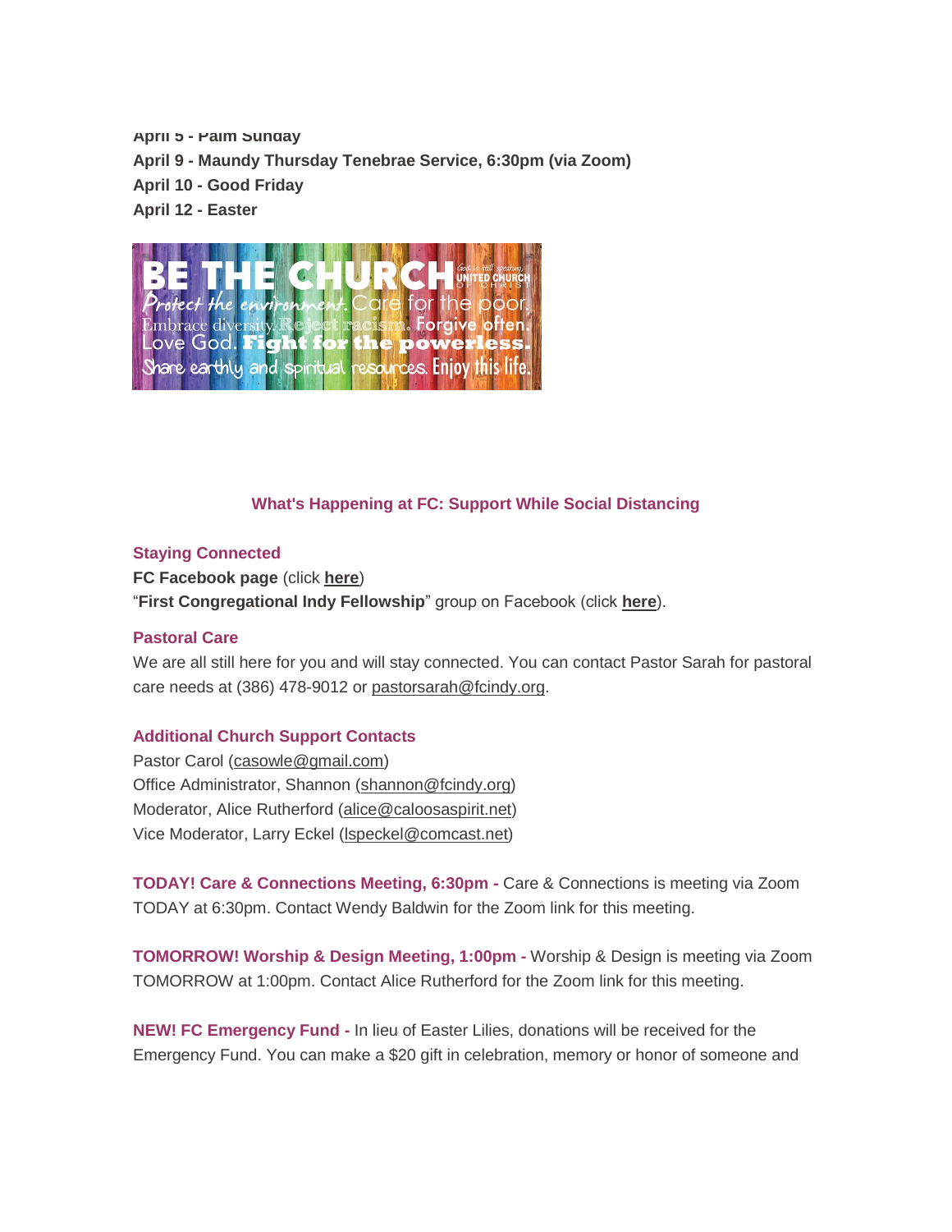**April 5 - Palm Sunday**
**April 9 - Maundy Thursday Tenebrae Service, 6:30pm (via Zoom)**
**April 10 - Good Friday**
**April 12 - Easter**

**What's Happening at FC: Support While Social Distancing**

**Staying Connected**

**FC Facebook page** (click **here**)
"**First Congregational Indy Fellowship**" group on Facebook (click **here**).

**Pastoral Care**

We are all still here for you and will stay connected. You can contact Pastor Sarah for pastoral care needs at (386) 478-9012 or pastorsarah@fcindy.org.

**Additional Church Support Contacts**

Pastor Carol (casowle@gmail.com)
Office Administrator, Shannon (shannon@fcindy.org)
Moderator, Alice Rutherford (alice@caloosaspirit.net)
Vice Moderator, Larry Eckel (lspeckel@comcast.net)

**TODAY! Care & Connections Meeting, 6:30pm -** Care & Connections is meeting via Zoom TODAY at 6:30pm. Contact Wendy Baldwin for the Zoom link for this meeting.

**TOMORROW! Worship & Design Meeting, 1:00pm -** Worship & Design is meeting via Zoom TOMORROW at 1:00pm. Contact Alice Rutherford for the Zoom link for this meeting.

**NEW! FC Emergency Fund -** In lieu of Easter Lilies, donations will be received for the Emergency Fund. You can make a $20 gift in celebration, memory or honor of someone and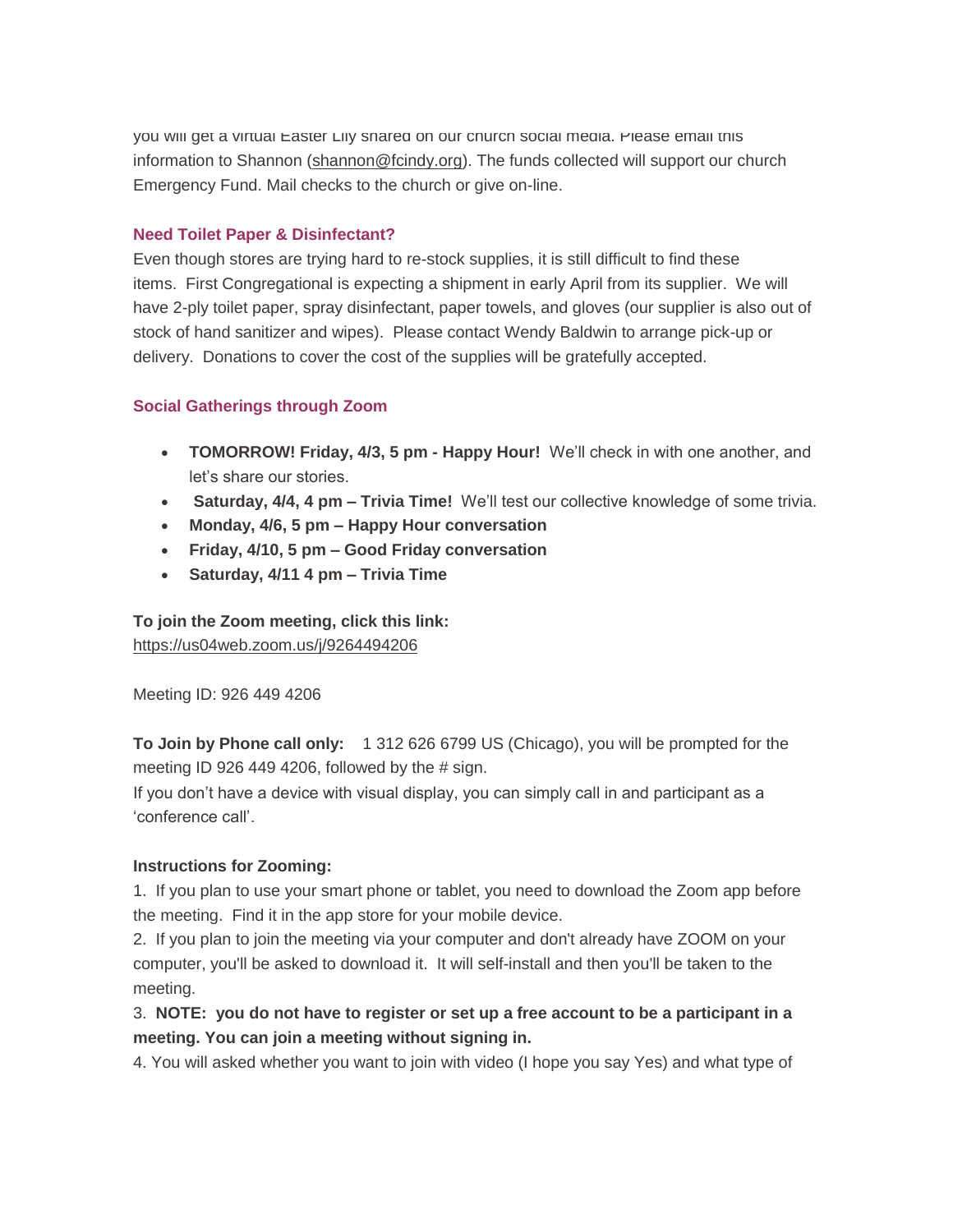you will get a virtual Easter Lily shared on our church social media. Please email this information to Shannon (shannon@fcindy.org). The funds collected will support our church Emergency Fund. Mail checks to the church or give on-line.

### Need Toilet Paper & Disinfectant?

Even though stores are trying hard to re-stock supplies, it is still difficult to find these items. First Congregational is expecting a shipment in early April from its supplier. We will have 2-ply toilet paper, spray disinfectant, paper towels, and gloves (our supplier is also out of stock of hand sanitizer and wipes). Please contact Wendy Baldwin to arrange pick-up or delivery. Donations to cover the cost of the supplies will be gratefully accepted.

### Social Gatherings through Zoom

- **TOMORROW! Friday, 4/3, 5 pm - Happy Hour!** We'll check in with one another, and let's share our stories.
- **Saturday, 4/4, 4 pm – Trivia Time!** We'll test our collective knowledge of some trivia.
- **Monday, 4/6, 5 pm – Happy Hour conversation**
- **Friday, 4/10, 5 pm – Good Friday conversation**
- **Saturday, 4/11 4 pm – Trivia Time**

**To join the Zoom meeting, click this link:**
https://us04web.zoom.us/j/9264494206

Meeting ID: 926 449 4206

**To Join by Phone call only:** 1 312 626 6799 US (Chicago), you will be prompted for the meeting ID 926 449 4206, followed by the # sign.
If you don't have a device with visual display, you can simply call in and participant as a 'conference call'.

**Instructions for Zooming:**

1. If you plan to use your smart phone or tablet, you need to download the Zoom app before the meeting. Find it in the app store for your mobile device.
2. If you plan to join the meeting via your computer and don't already have ZOOM on your computer, you'll be asked to download it. It will self-install and then you'll be taken to the meeting.
3. **NOTE: you do not have to register or set up a free account to be a participant in a meeting. You can join a meeting without signing in.**
4. You will asked whether you want to join with video (I hope you say Yes) and what type of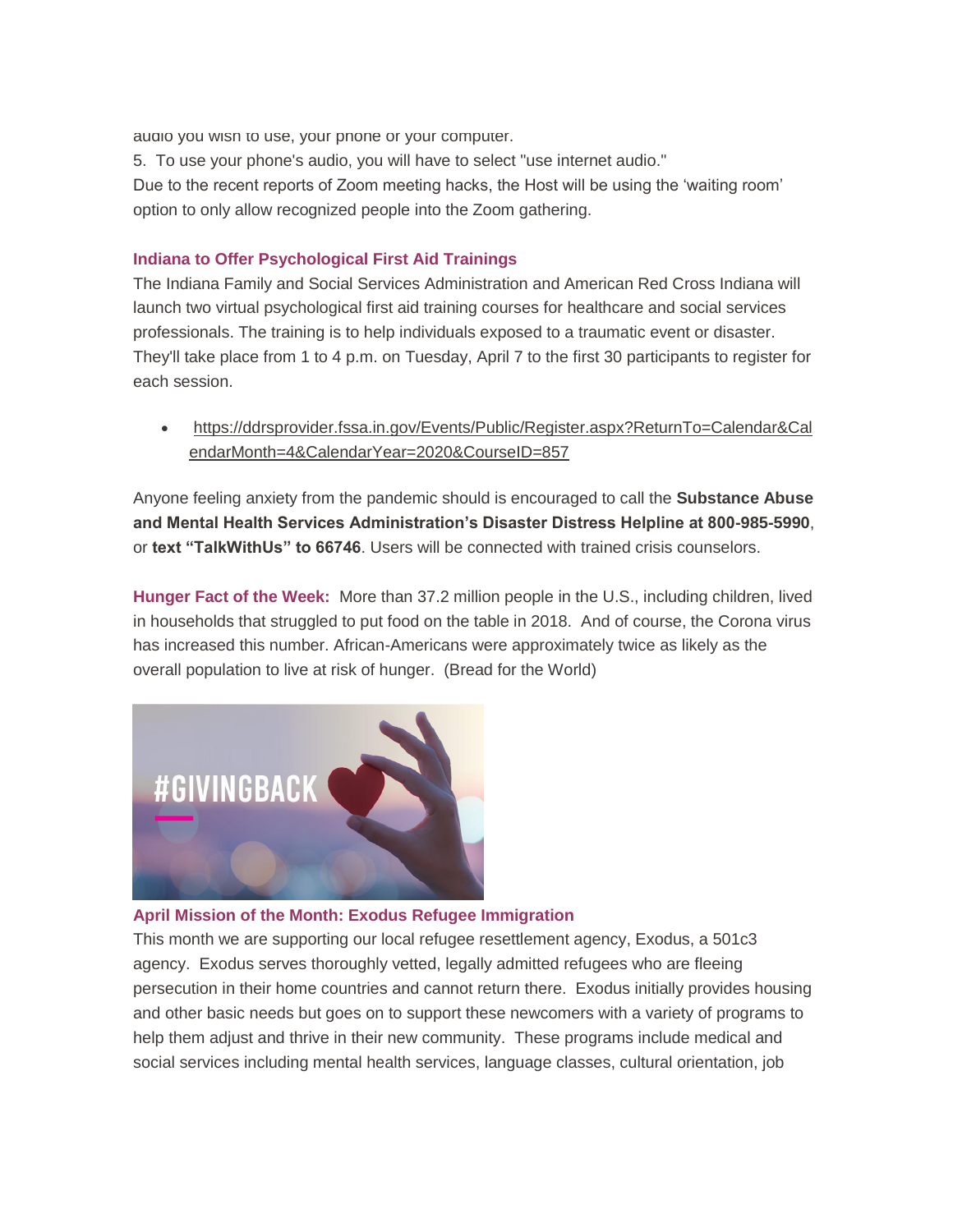audio you wish to use, your phone or your computer.

5. To use your phone's audio, you will have to select "use internet audio."

Due to the recent reports of Zoom meeting hacks, the Host will be using the 'waiting room' option to only allow recognized people into the Zoom gathering.

### Indiana to Offer Psychological First Aid Trainings

The Indiana Family and Social Services Administration and American Red Cross Indiana will launch two virtual psychological first aid training courses for healthcare and social services professionals. The training is to help individuals exposed to a traumatic event or disaster. They'll take place from 1 to 4 p.m. on Tuesday, April 7 to the first 30 participants to register for each session.

- https://ddrsprovider.fssa.in.gov/Events/Public/Register.aspx?ReturnTo=Calendar&CalendarMonth=4&CalendarYear=2020&CourseID=857

Anyone feeling anxiety from the pandemic should is encouraged to call the **Substance Abuse and Mental Health Services Administration's Disaster Distress Helpline at 800-985-5990**, or **text "TalkWithUs" to 66746**. Users will be connected with trained crisis counselors.

**Hunger Fact of the Week:** More than 37.2 million people in the U.S., including children, lived in households that struggled to put food on the table in 2018. And of course, the Corona virus has increased this number. African-Americans were approximately twice as likely as the overall population to live at risk of hunger. (Bread for the World)

#GIVINGBACK

### April Mission of the Month: Exodus Refugee Immigration

This month we are supporting our local refugee resettlement agency, Exodus, a 501c3 agency. Exodus serves thoroughly vetted, legally admitted refugees who are fleeing persecution in their home countries and cannot return there. Exodus initially provides housing and other basic needs but goes on to support these newcomers with a variety of programs to help them adjust and thrive in their new community. These programs include medical and social services including mental health services, language classes, cultural orientation, job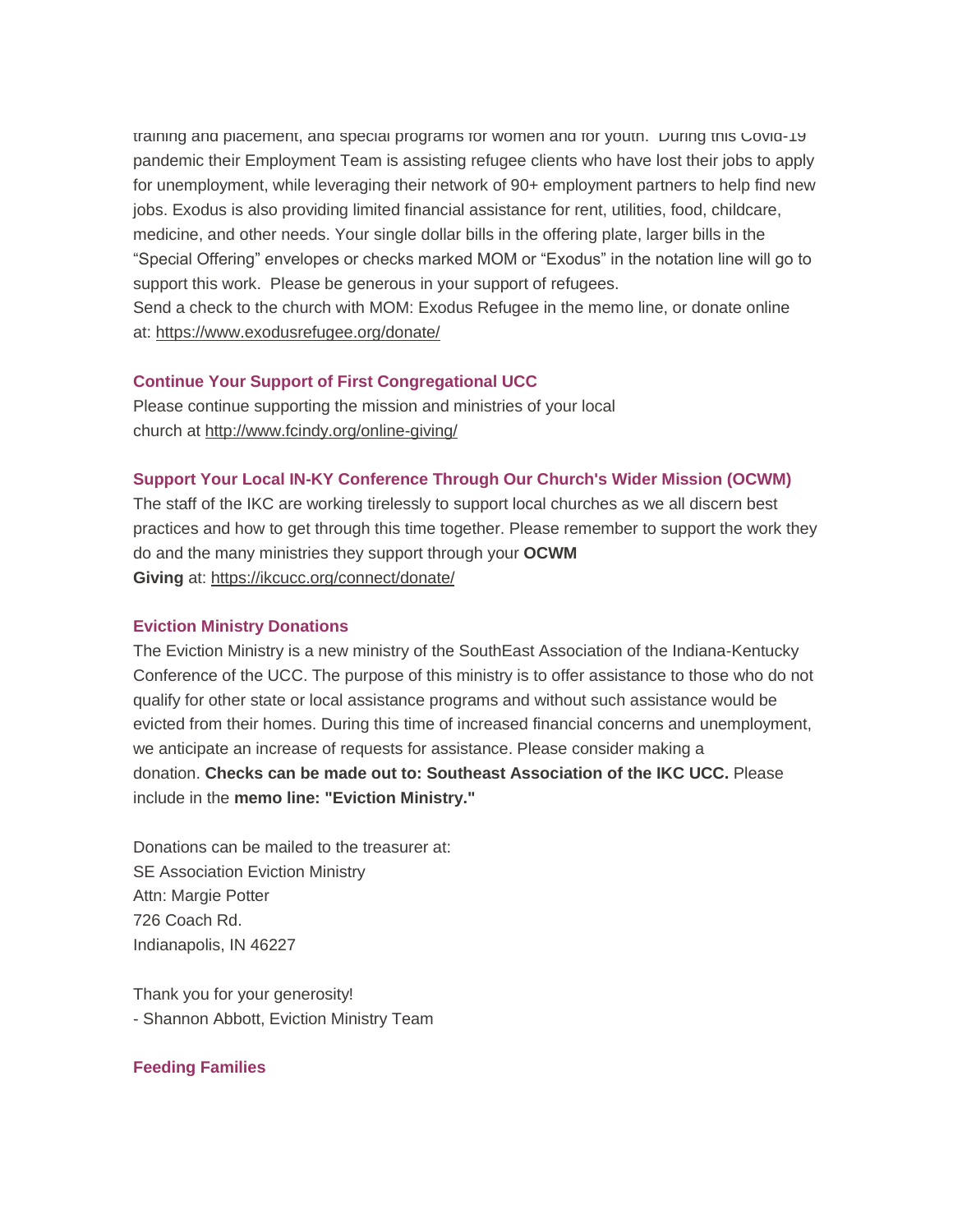training and placement, and special programs for women and for youth. During this Covid-19 pandemic their Employment Team is assisting refugee clients who have lost their jobs to apply for unemployment, while leveraging their network of 90+ employment partners to help find new jobs. Exodus is also providing limited financial assistance for rent, utilities, food, childcare, medicine, and other needs. Your single dollar bills in the offering plate, larger bills in the "Special Offering" envelopes or checks marked MOM or "Exodus" in the notation line will go to support this work. Please be generous in your support of refugees.
Send a check to the church with MOM: Exodus Refugee in the memo line, or donate online at: https://www.exodusrefugee.org/donate/

### Continue Your Support of First Congregational UCC

Please continue supporting the mission and ministries of your local church at http://www.fcindy.org/online-giving/

### Support Your Local IN-KY Conference Through Our Church's Wider Mission (OCWM)

The staff of the IKC are working tirelessly to support local churches as we all discern best practices and how to get through this time together. Please remember to support the work they do and the many ministries they support through your **OCWM Giving** at: https://ikcucc.org/connect/donate/

### Eviction Ministry Donations

The Eviction Ministry is a new ministry of the SouthEast Association of the Indiana-Kentucky Conference of the UCC. The purpose of this ministry is to offer assistance to those who do not qualify for other state or local assistance programs and without such assistance would be evicted from their homes. During this time of increased financial concerns and unemployment, we anticipate an increase of requests for assistance. Please consider making a donation. **Checks can be made out to: Southeast Association of the IKC UCC.** Please include in the **memo line: "Eviction Ministry."**

Donations can be mailed to the treasurer at:
SE Association Eviction Ministry
Attn: Margie Potter
726 Coach Rd.
Indianapolis, IN 46227

Thank you for your generosity!
- Shannon Abbott, Eviction Ministry Team

### Feeding Families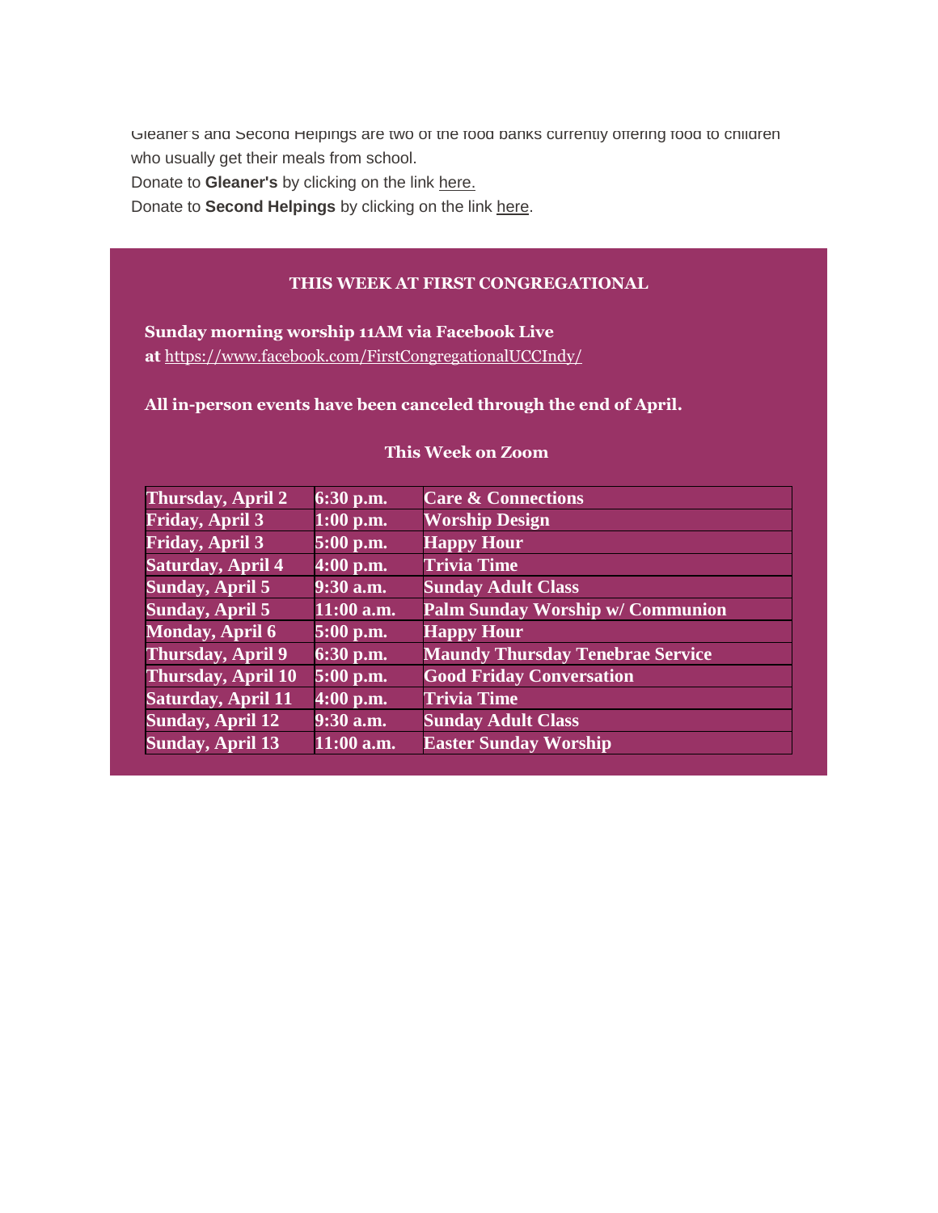Gleaner's and Second Helpings are two of the food banks currently offering food to children who usually get their meals from school.

Donate to **Gleaner's** by clicking on the link here.

Donate to **Second Helpings** by clicking on the link here.

**THIS WEEK AT FIRST CONGREGATIONAL**

**Sunday morning worship 11AM via Facebook Live at** https://www.facebook.com/FirstCongregationalUCCIndy/

**All in-person events have been canceled through the end of April.**

**This Week on Zoom**

| | | |
|---|---|---|
| **Thursday, April 2** | **6:30 p.m.** | **Care & Connections** |
| **Friday, April 3** | **1:00 p.m.** | **Worship Design** |
| **Friday, April 3** | **5:00 p.m.** | **Happy Hour** |
| **Saturday, April 4** | **4:00 p.m.** | **Trivia Time** |
| **Sunday, April 5** | **9:30 a.m.** | **Sunday Adult Class** |
| **Sunday, April 5** | **11:00 a.m.** | **Palm Sunday Worship w/ Communion** |
| **Monday, April 6** | **5:00 p.m.** | **Happy Hour** |
| **Thursday, April 9** | **6:30 p.m.** | **Maundy Thursday Tenebrae Service** |
| **Thursday, April 10** | **5:00 p.m.** | **Good Friday Conversation** |
| **Saturday, April 11** | **4:00 p.m.** | **Trivia Time** |
| **Sunday, April 12** | **9:30 a.m.** | **Sunday Adult Class** |
| **Sunday, April 13** | **11:00 a.m.** | **Easter Sunday Worship** |